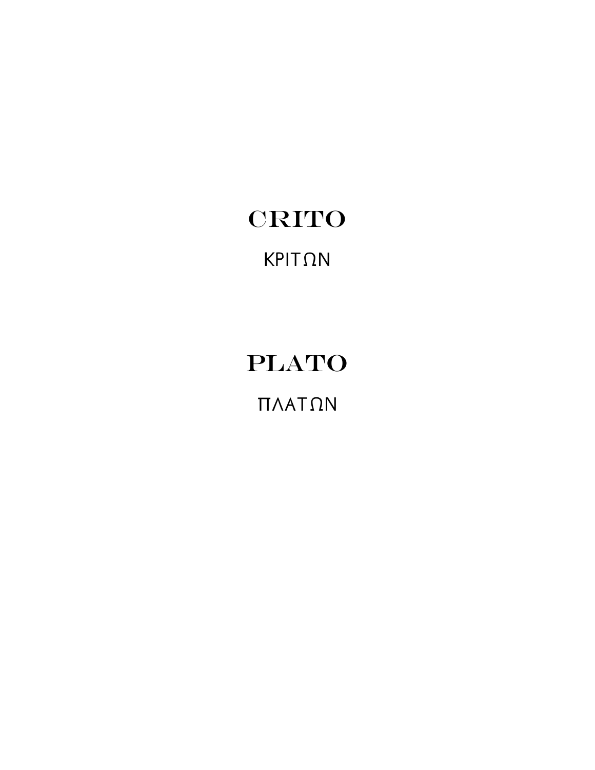# CRITO

ΚΡΙΤΩΝ

# PLATO

ΠΛΑΤΩΝ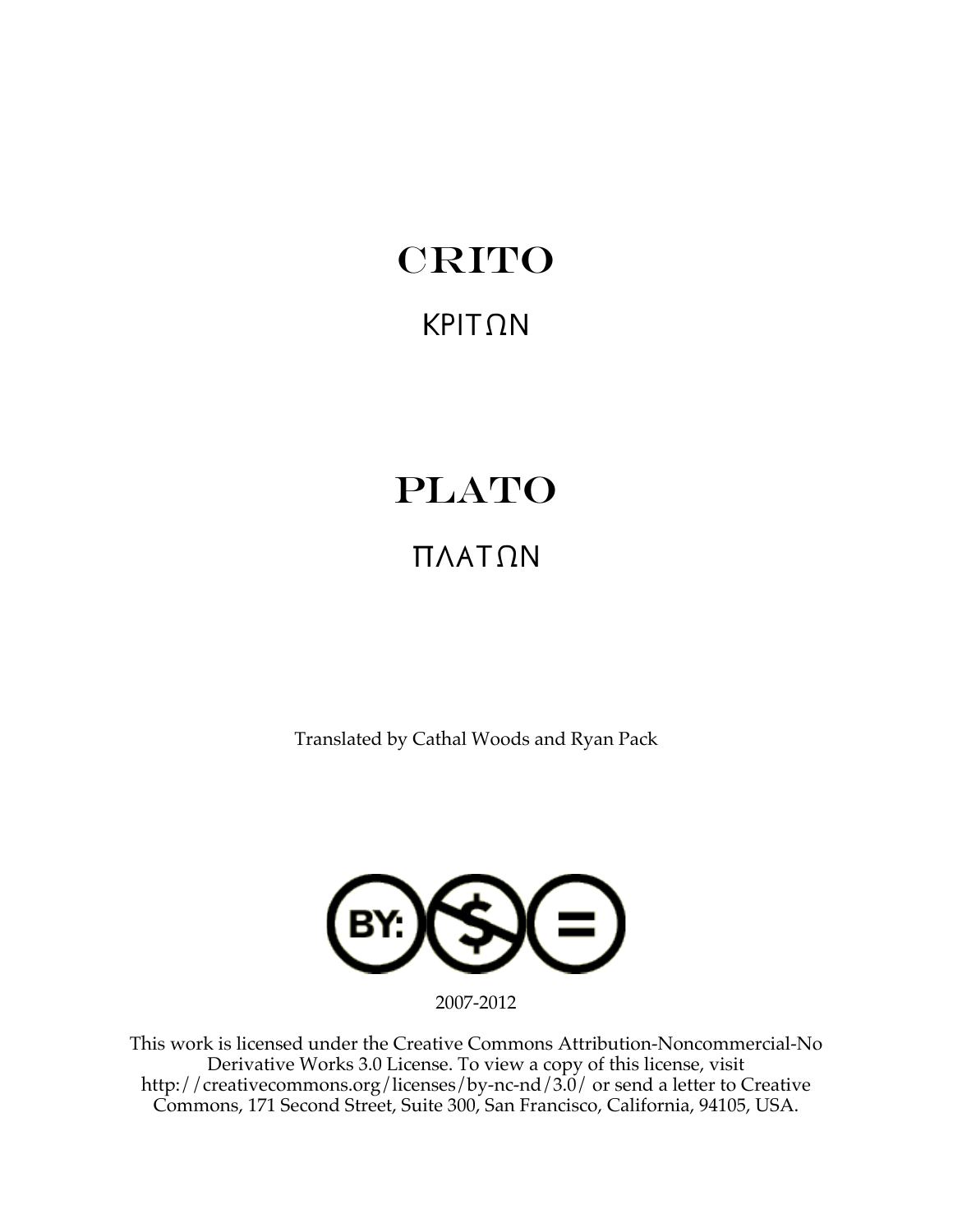# CRITO

## ΚΡΙΤΩΝ

# PLATO

## ΠΛΑΤΩΝ

Translated by Cathal Woods and Ryan Pack

2007-2012

This work is licensed under the Creative Commons Attribution-Noncommercial-No Derivative Works 3.0 License. To view a copy of this license, visit http://creativecommons.org/licenses/by-nc-nd/3.0/ or send a letter to Creative Commons, 171 Second Street, Suite 300, San Francisco, California, 94105, USA.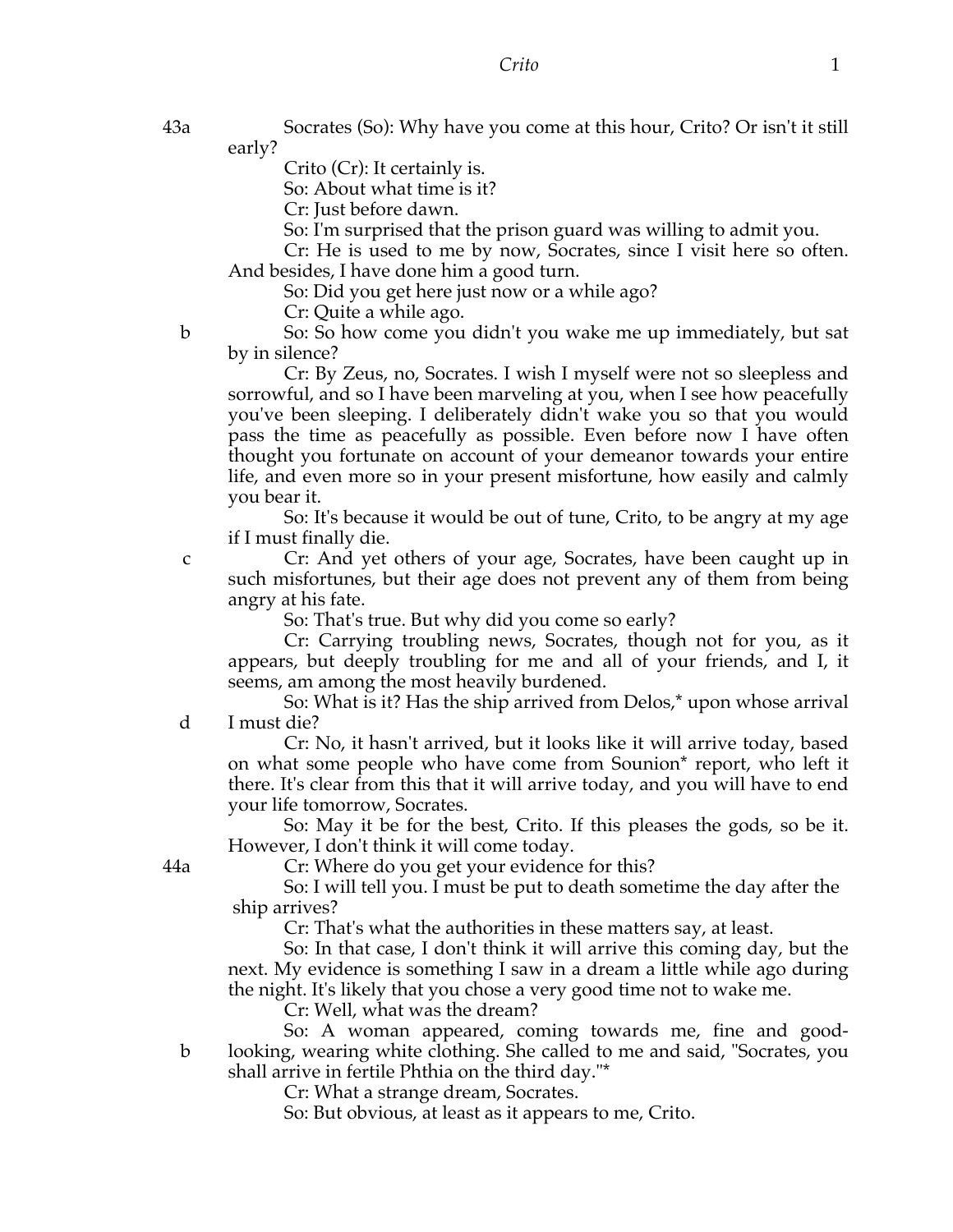43a Socrates (So): Why have you come at this hour, Crito? Or isn't it still early?

Crito (Cr): It certainly is.

So: About what time is it?

Cr: Just before dawn.

So: I'm surprised that the prison guard was willing to admit you.

Cr: He is used to me by now, Socrates, since I visit here so often. And besides, I have done him a good turn.

So: Did you get here just now or a while ago?

Cr: Quite a while ago.

b So: So how come you didn't you wake me up immediately, but sat by in silence?

Cr: By Zeus, no, Socrates. I wish I myself were not so sleepless and sorrowful, and so I have been marveling at you, when I see how peacefully you've been sleeping. I deliberately didn't wake you so that you would pass the time as peacefully as possible. Even before now I have often thought you fortunate on account of your demeanor towards your entire life, and even more so in your present misfortune, how easily and calmly you bear it.

So: It's because it would be out of tune, Crito, to be angry at my age if I must finally die.

c Cr: And yet others of your age, Socrates, have been caught up in such misfortunes, but their age does not prevent any of them from being angry at his fate.

So: That's true. But why did you come so early?

Cr: Carrying troubling news, Socrates, though not for you, as it appears, but deeply troubling for me and all of your friends, and I, it seems, am among the most heavily burdened.

d So: What is it? Has the ship arrived from Delos,* upon whose arrival I must die?

Cr: No, it hasn't arrived, but it looks like it will arrive today, based on what some people who have come from Sounion* report, who left it there. It's clear from this that it will arrive today, and you will have to end your life tomorrow, Socrates.

So: May it be for the best, Crito. If this pleases the gods, so be it. However, I don't think it will come today.

44a Cr: Where do you get your evidence for this?

So: I will tell you. I must be put to death sometime the day after the ship arrives?

Cr: That's what the authorities in these matters say, at least.

So: In that case, I don't think it will arrive this coming day, but the next. My evidence is something I saw in a dream a little while ago during the night. It's likely that you chose a very good time not to wake me.

Cr: Well, what was the dream?

b So: A woman appeared, coming towards me, fine and good-looking, wearing white clothing. She called to me and said, "Socrates, you shall arrive in fertile Phthia on the third day."*

Cr: What a strange dream, Socrates.

So: But obvious, at least as it appears to me, Crito.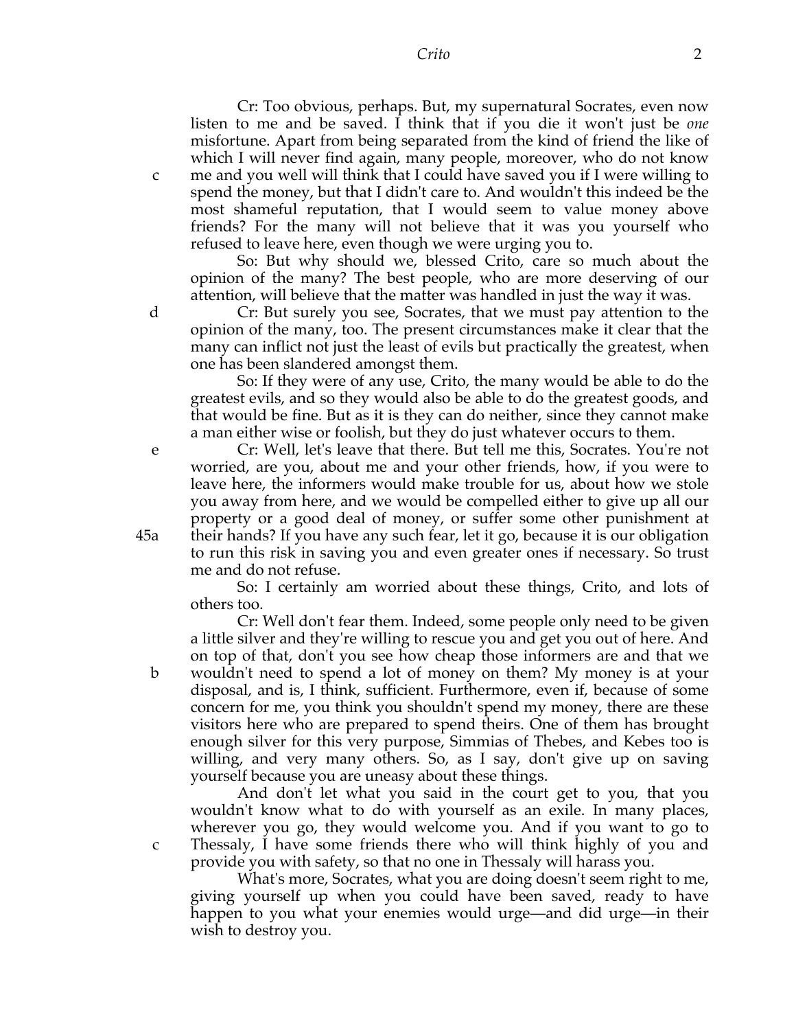Cr: Too obvious, perhaps. But, my supernatural Socrates, even now listen to me and be saved. I think that if you die it won't just be *one* misfortune. Apart from being separated from the kind of friend the like of which I will never find again, many people, moreover, who do not know c me and you well will think that I could have saved you if I were willing to spend the money, but that I didn't care to. And wouldn't this indeed be the most shameful reputation, that I would seem to value money above friends? For the many will not believe that it was you yourself who refused to leave here, even though we were urging you to.

So: But why should we, blessed Crito, care so much about the opinion of the many? The best people, who are more deserving of our attention, will believe that the matter was handled in just the way it was.

d Cr: But surely you see, Socrates, that we must pay attention to the opinion of the many, too. The present circumstances make it clear that the many can inflict not just the least of evils but practically the greatest, when one has been slandered amongst them.

So: If they were of any use, Crito, the many would be able to do the greatest evils, and so they would also be able to do the greatest goods, and that would be fine. But as it is they can do neither, since they cannot make a man either wise or foolish, but they do just whatever occurs to them.

e Cr: Well, let's leave that there. But tell me this, Socrates. You're not worried, are you, about me and your other friends, how, if you were to leave here, the informers would make trouble for us, about how we stole you away from here, and we would be compelled either to give up all our property or a good deal of money, or suffer some other punishment at 45a their hands? If you have any such fear, let it go, because it is our obligation to run this risk in saving you and even greater ones if necessary. So trust me and do not refuse.

So: I certainly am worried about these things, Crito, and lots of others too.

Cr: Well don't fear them. Indeed, some people only need to be given a little silver and they're willing to rescue you and get you out of here. And on top of that, don't you see how cheap those informers are and that we b wouldn't need to spend a lot of money on them? My money is at your disposal, and is, I think, sufficient. Furthermore, even if, because of some concern for me, you think you shouldn't spend my money, there are these visitors here who are prepared to spend theirs. One of them has brought enough silver for this very purpose, Simmias of Thebes, and Kebes too is willing, and very many others. So, as I say, don't give up on saving yourself because you are uneasy about these things.

And don't let what you said in the court get to you, that you wouldn't know what to do with yourself as an exile. In many places, wherever you go, they would welcome you. And if you want to go to c Thessaly, I have some friends there who will think highly of you and provide you with safety, so that no one in Thessaly will harass you.

What's more, Socrates, what you are doing doesn't seem right to me, giving yourself up when you could have been saved, ready to have happen to you what your enemies would urge—and did urge—in their wish to destroy you.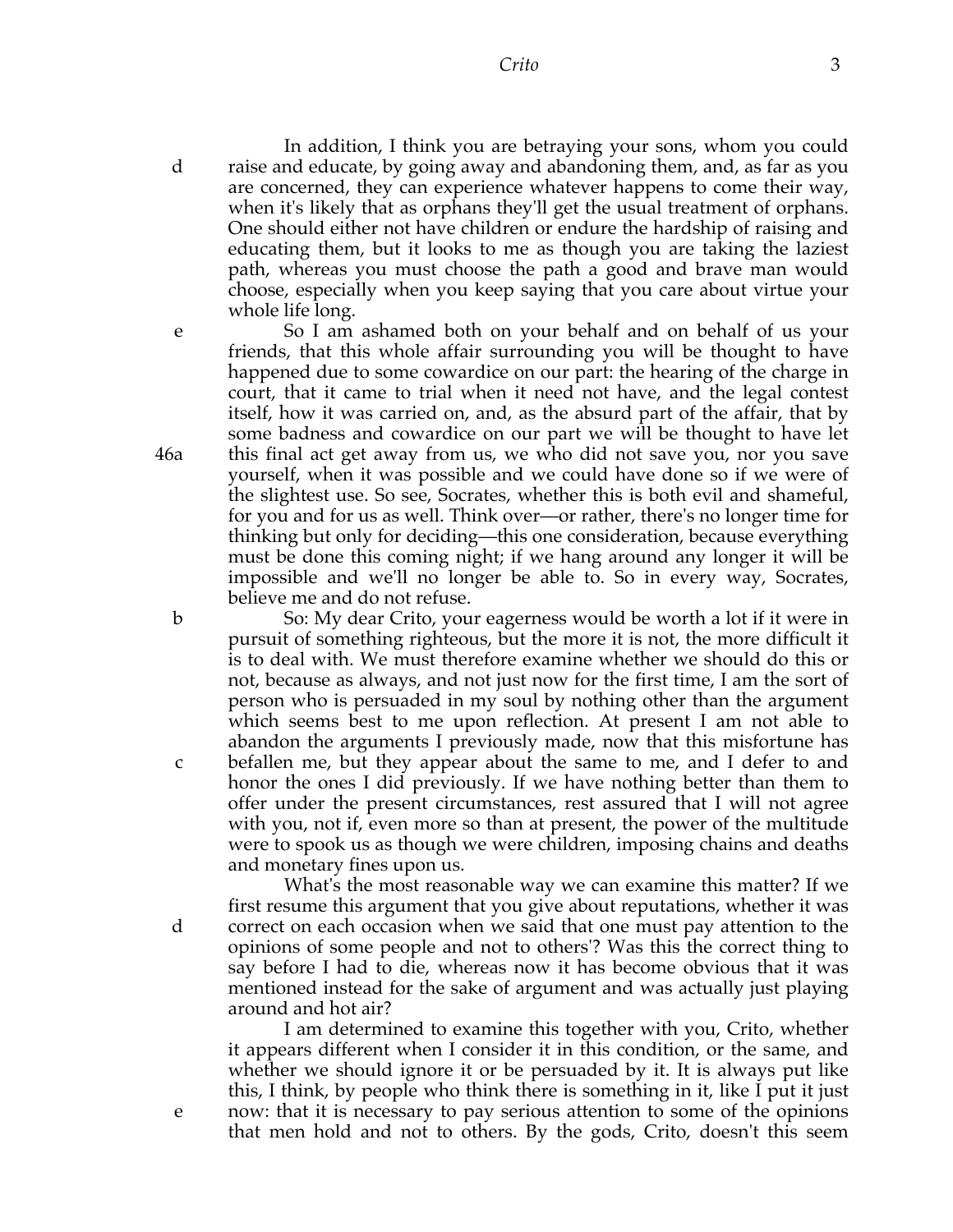In addition, I think you are betraying your sons, whom you could raise and educate, by going away and abandoning them, and, as far as you are concerned, they can experience whatever happens to come their way, when it's likely that as orphans they'll get the usual treatment of orphans. One should either not have children or endure the hardship of raising and educating them, but it looks to me as though you are taking the laziest path, whereas you must choose the path a good and brave man would choose, especially when you keep saying that you care about virtue your whole life long.

So I am ashamed both on your behalf and on behalf of us your friends, that this whole affair surrounding you will be thought to have happened due to some cowardice on our part: the hearing of the charge in court, that it came to trial when it need not have, and the legal contest itself, how it was carried on, and, as the absurd part of the affair, that by some badness and cowardice on our part we will be thought to have let this final act get away from us, we who did not save you, nor you save yourself, when it was possible and we could have done so if we were of the slightest use. So see, Socrates, whether this is both evil and shameful, for you and for us as well. Think over—or rather, there's no longer time for thinking but only for deciding—this one consideration, because everything must be done this coming night; if we hang around any longer it will be impossible and we'll no longer be able to. So in every way, Socrates, believe me and do not refuse.

So: My dear Crito, your eagerness would be worth a lot if it were in pursuit of something righteous, but the more it is not, the more difficult it is to deal with. We must therefore examine whether we should do this or not, because as always, and not just now for the first time, I am the sort of person who is persuaded in my soul by nothing other than the argument which seems best to me upon reflection. At present I am not able to abandon the arguments I previously made, now that this misfortune has befallen me, but they appear about the same to me, and I defer to and honor the ones I did previously. If we have nothing better than them to offer under the present circumstances, rest assured that I will not agree with you, not if, even more so than at present, the power of the multitude were to spook us as though we were children, imposing chains and deaths and monetary fines upon us.

What's the most reasonable way we can examine this matter? If we first resume this argument that you give about reputations, whether it was correct on each occasion when we said that one must pay attention to the opinions of some people and not to others'? Was this the correct thing to say before I had to die, whereas now it has become obvious that it was mentioned instead for the sake of argument and was actually just playing around and hot air?

I am determined to examine this together with you, Crito, whether it appears different when I consider it in this condition, or the same, and whether we should ignore it or be persuaded by it. It is always put like this, I think, by people who think there is something in it, like I put it just now: that it is necessary to pay serious attention to some of the opinions that men hold and not to others. By the gods, Crito, doesn't this seem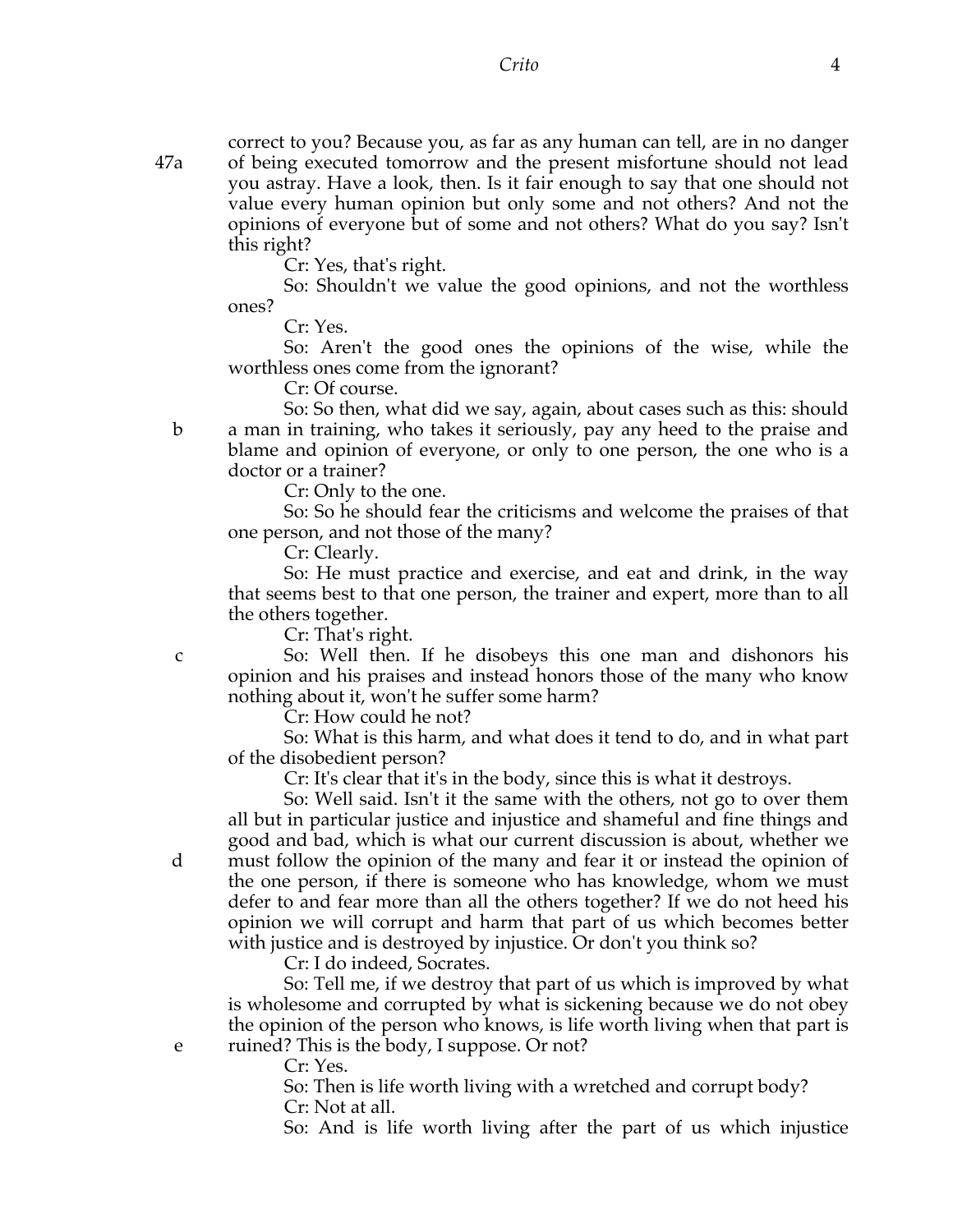correct to you? Because you, as far as any human can tell, are in no danger

47a of being executed tomorrow and the present misfortune should not lead you astray. Have a look, then. Is it fair enough to say that one should not value every human opinion but only some and not others? And not the opinions of everyone but of some and not others? What do you say? Isn't this right?

Cr: Yes, that's right.

So: Shouldn't we value the good opinions, and not the worthless ones?

Cr: Yes.

So: Aren't the good ones the opinions of the wise, while the worthless ones come from the ignorant?

Cr: Of course.

So: So then, what did we say, again, about cases such as this: should

b a man in training, who takes it seriously, pay any heed to the praise and blame and opinion of everyone, or only to one person, the one who is a doctor or a trainer?

Cr: Only to the one.

So: So he should fear the criticisms and welcome the praises of that one person, and not those of the many?

Cr: Clearly.

So: He must practice and exercise, and eat and drink, in the way that seems best to that one person, the trainer and expert, more than to all the others together.

Cr: That's right.

c So: Well then. If he disobeys this one man and dishonors his opinion and his praises and instead honors those of the many who know nothing about it, won't he suffer some harm?

Cr: How could he not?

So: What is this harm, and what does it tend to do, and in what part of the disobedient person?

Cr: It's clear that it's in the body, since this is what it destroys.

So: Well said. Isn't it the same with the others, not go to over them all but in particular justice and injustice and shameful and fine things and good and bad, which is what our current discussion is about, whether we

d must follow the opinion of the many and fear it or instead the opinion of the one person, if there is someone who has knowledge, whom we must defer to and fear more than all the others together? If we do not heed his opinion we will corrupt and harm that part of us which becomes better with justice and is destroyed by injustice. Or don't you think so?

Cr: I do indeed, Socrates.

So: Tell me, if we destroy that part of us which is improved by what is wholesome and corrupted by what is sickening because we do not obey the opinion of the person who knows, is life worth living when that part is

e ruined? This is the body, I suppose. Or not?

Cr: Yes.

So: Then is life worth living with a wretched and corrupt body?

Cr: Not at all.

So: And is life worth living after the part of us which injustice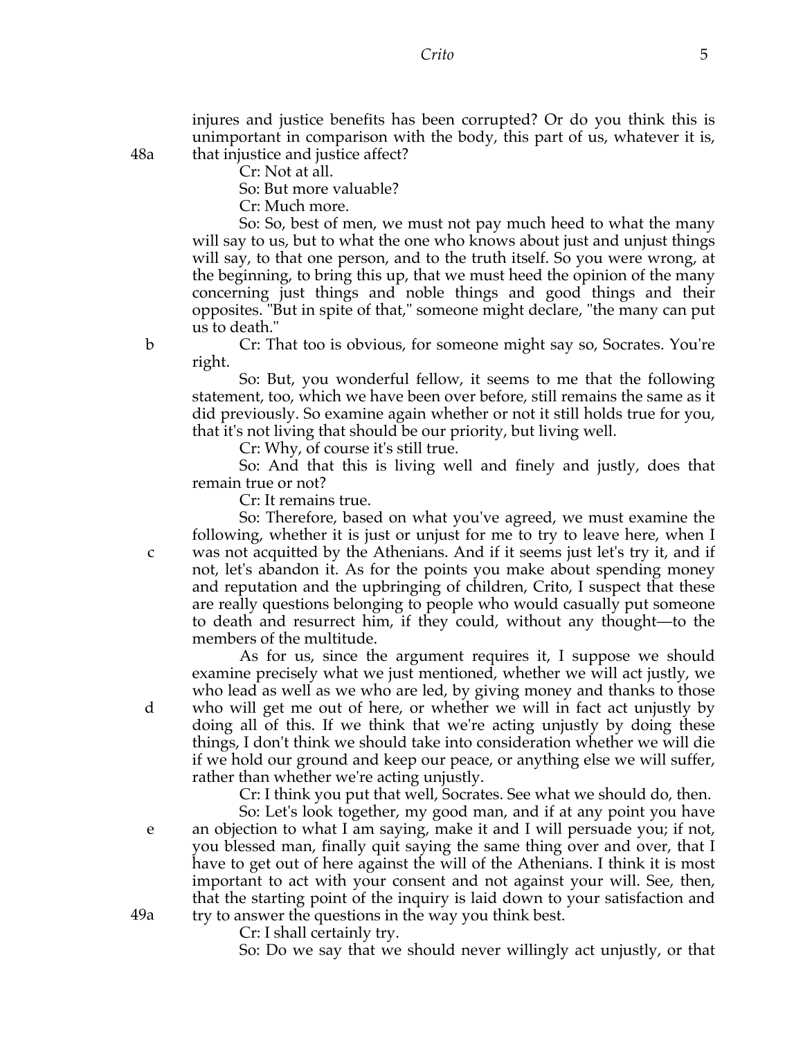injures and justice benefits has been corrupted? Or do you think this is unimportant in comparison with the body, this part of us, whatever it is, 48a that injustice and justice affect?

Cr: Not at all.

So: But more valuable?

Cr: Much more.

So: So, best of men, we must not pay much heed to what the many will say to us, but to what the one who knows about just and unjust things will say, to that one person, and to the truth itself. So you were wrong, at the beginning, to bring this up, that we must heed the opinion of the many concerning just things and noble things and good things and their opposites. "But in spite of that," someone might declare, "the many can put us to death."

b Cr: That too is obvious, for someone might say so, Socrates. You're right.

So: But, you wonderful fellow, it seems to me that the following statement, too, which we have been over before, still remains the same as it did previously. So examine again whether or not it still holds true for you, that it's not living that should be our priority, but living well.

Cr: Why, of course it's still true.

So: And that this is living well and finely and justly, does that remain true or not?

Cr: It remains true.

So: Therefore, based on what you've agreed, we must examine the following, whether it is just or unjust for me to try to leave here, when I c was not acquitted by the Athenians. And if it seems just let's try it, and if not, let's abandon it. As for the points you make about spending money and reputation and the upbringing of children, Crito, I suspect that these are really questions belonging to people who would casually put someone to death and resurrect him, if they could, without any thought—to the members of the multitude.

As for us, since the argument requires it, I suppose we should examine precisely what we just mentioned, whether we will act justly, we who lead as well as we who are led, by giving money and thanks to those d who will get me out of here, or whether we will in fact act unjustly by doing all of this. If we think that we're acting unjustly by doing these things, I don't think we should take into consideration whether we will die if we hold our ground and keep our peace, or anything else we will suffer, rather than whether we're acting unjustly.

Cr: I think you put that well, Socrates. See what we should do, then.

So: Let's look together, my good man, and if at any point you have e an objection to what I am saying, make it and I will persuade you; if not, you blessed man, finally quit saying the same thing over and over, that I have to get out of here against the will of the Athenians. I think it is most important to act with your consent and not against your will. See, then, that the starting point of the inquiry is laid down to your satisfaction and 49a try to answer the questions in the way you think best.

Cr: I shall certainly try.

So: Do we say that we should never willingly act unjustly, or that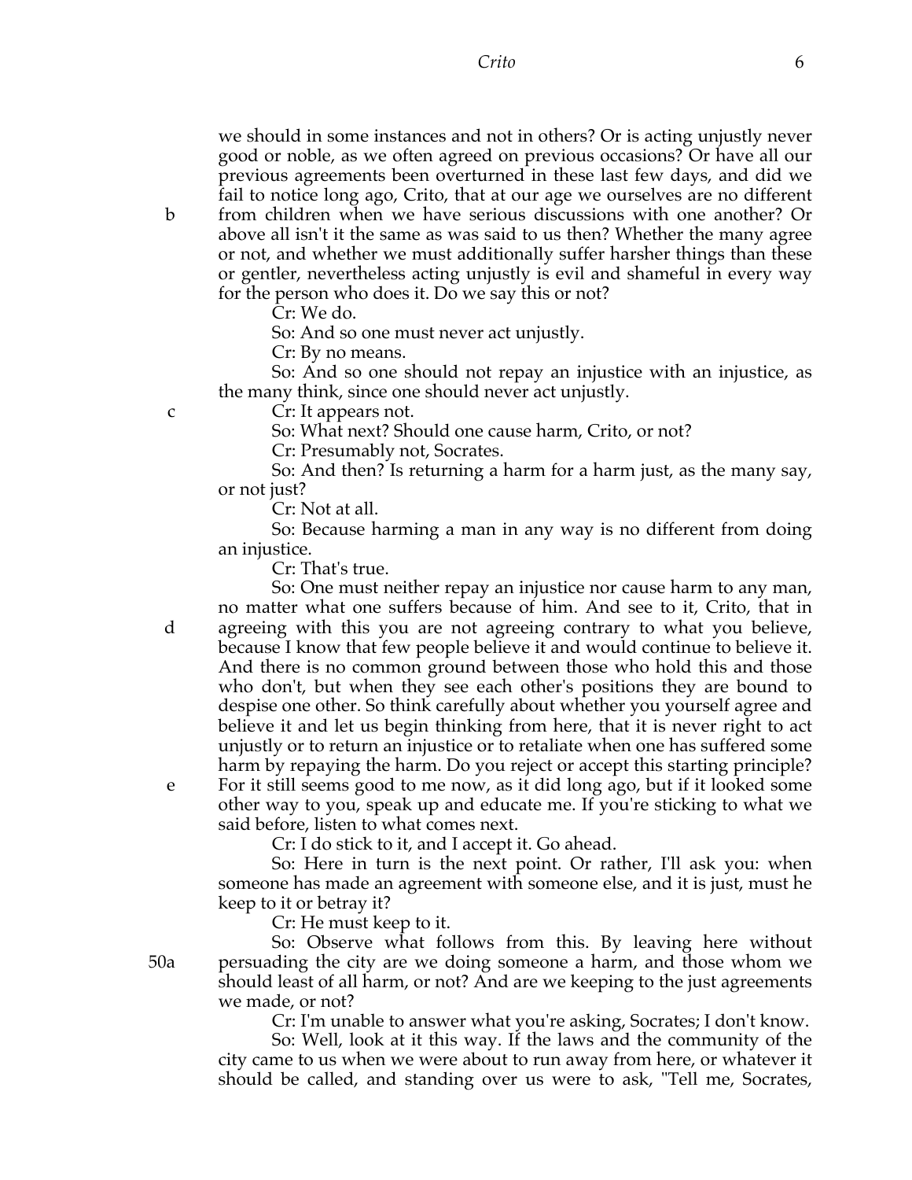we should in some instances and not in others? Or is acting unjustly never good or noble, as we often agreed on previous occasions? Or have all our previous agreements been overturned in these last few days, and did we fail to notice long ago, Crito, that at our age we ourselves are no different

b from children when we have serious discussions with one another? Or above all isn't it the same as was said to us then? Whether the many agree or not, and whether we must additionally suffer harsher things than these or gentler, nevertheless acting unjustly is evil and shameful in every way for the person who does it. Do we say this or not?

Cr: We do.

So: And so one must never act unjustly.

Cr: By no means.

So: And so one should not repay an injustice with an injustice, as the many think, since one should never act unjustly.

c Cr: It appears not.

So: What next? Should one cause harm, Crito, or not?

Cr: Presumably not, Socrates.

So: And then? Is returning a harm for a harm just, as the many say, or not just?

Cr: Not at all.

So: Because harming a man in any way is no different from doing an injustice.

Cr: That's true.

So: One must neither repay an injustice nor cause harm to any man, no matter what one suffers because of him. And see to it, Crito, that in

d agreeing with this you are not agreeing contrary to what you believe, because I know that few people believe it and would continue to believe it. And there is no common ground between those who hold this and those who don't, but when they see each other's positions they are bound to despise one other. So think carefully about whether you yourself agree and believe it and let us begin thinking from here, that it is never right to act unjustly or to return an injustice or to retaliate when one has suffered some harm by repaying the harm. Do you reject or accept this starting principle?

e For it still seems good to me now, as it did long ago, but if it looked some other way to you, speak up and educate me. If you're sticking to what we said before, listen to what comes next.

Cr: I do stick to it, and I accept it. Go ahead.

So: Here in turn is the next point. Or rather, I'll ask you: when someone has made an agreement with someone else, and it is just, must he keep to it or betray it?

Cr: He must keep to it.

So: Observe what follows from this. By leaving here without

50a persuading the city are we doing someone a harm, and those whom we should least of all harm, or not? And are we keeping to the just agreements we made, or not?

Cr: I'm unable to answer what you're asking, Socrates; I don't know.

So: Well, look at it this way. If the laws and the community of the city came to us when we were about to run away from here, or whatever it should be called, and standing over us were to ask, "Tell me, Socrates,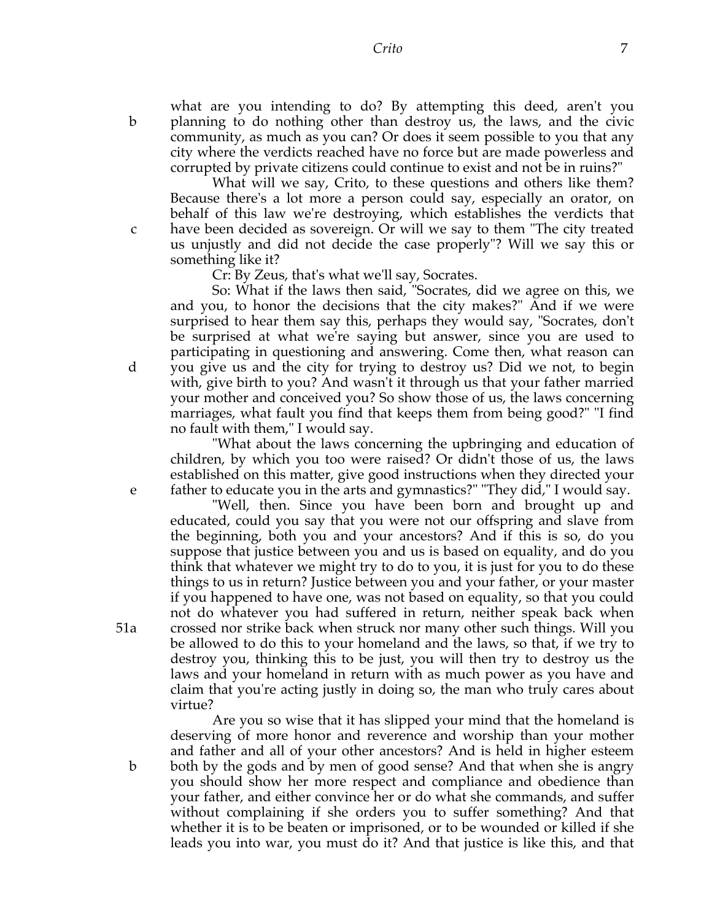what are you intending to do? By attempting this deed, aren't you planning to do nothing other than destroy us, the laws, and the civic community, as much as you can? Or does it seem possible to you that any city where the verdicts reached have no force but are made powerless and corrupted by private citizens could continue to exist and not be in ruins?"

What will we say, Crito, to these questions and others like them? Because there's a lot more a person could say, especially an orator, on behalf of this law we're destroying, which establishes the verdicts that have been decided as sovereign. Or will we say to them "The city treated us unjustly and did not decide the case properly"? Will we say this or something like it?

Cr: By Zeus, that's what we'll say, Socrates.

So: What if the laws then said, "Socrates, did we agree on this, we and you, to honor the decisions that the city makes?" And if we were surprised to hear them say this, perhaps they would say, "Socrates, don't be surprised at what we're saying but answer, since you are used to participating in questioning and answering. Come then, what reason can you give us and the city for trying to destroy us? Did we not, to begin with, give birth to you? And wasn't it through us that your father married your mother and conceived you? So show those of us, the laws concerning marriages, what fault you find that keeps them from being good?" "I find no fault with them," I would say.

"What about the laws concerning the upbringing and education of children, by which you too were raised? Or didn't those of us, the laws established on this matter, give good instructions when they directed your father to educate you in the arts and gymnastics?" "They did," I would say.

"Well, then. Since you have been born and brought up and educated, could you say that you were not our offspring and slave from the beginning, both you and your ancestors? And if this is so, do you suppose that justice between you and us is based on equality, and do you think that whatever we might try to do to you, it is just for you to do these things to us in return? Justice between you and your father, or your master if you happened to have one, was not based on equality, so that you could not do whatever you had suffered in return, neither speak back when crossed nor strike back when struck nor many other such things. Will you be allowed to do this to your homeland and the laws, so that, if we try to destroy you, thinking this to be just, you will then try to destroy us the laws and your homeland in return with as much power as you have and claim that you're acting justly in doing so, the man who truly cares about virtue?

Are you so wise that it has slipped your mind that the homeland is deserving of more honor and reverence and worship than your mother and father and all of your other ancestors? And is held in higher esteem both by the gods and by men of good sense? And that when she is angry you should show her more respect and compliance and obedience than your father, and either convince her or do what she commands, and suffer without complaining if she orders you to suffer something? And that whether it is to be beaten or imprisoned, or to be wounded or killed if she leads you into war, you must do it? And that justice is like this, and that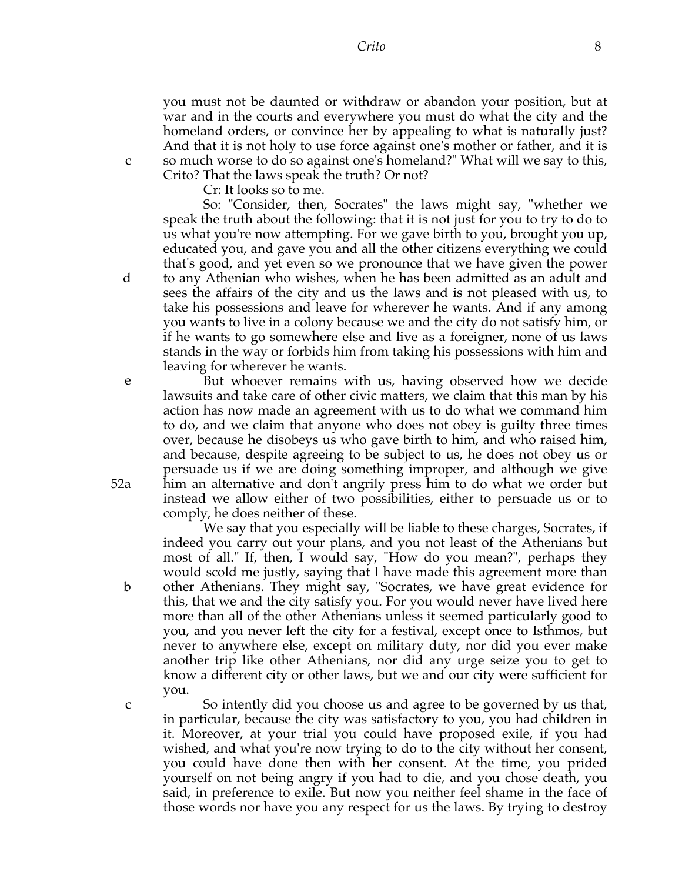you must not be daunted or withdraw or abandon your position, but at war and in the courts and everywhere you must do what the city and the homeland orders, or convince her by appealing to what is naturally just? And that it is not holy to use force against one's mother or father, and it is c so much worse to do so against one's homeland?" What will we say to this, Crito? That the laws speak the truth? Or not?

Cr: It looks so to me.

So: "Consider, then, Socrates" the laws might say, "whether we speak the truth about the following: that it is not just for you to try to do to us what you're now attempting. For we gave birth to you, brought you up, educated you, and gave you and all the other citizens everything we could that's good, and yet even so we pronounce that we have given the power d to any Athenian who wishes, when he has been admitted as an adult and sees the affairs of the city and us the laws and is not pleased with us, to take his possessions and leave for wherever he wants. And if any among you wants to live in a colony because we and the city do not satisfy him, or if he wants to go somewhere else and live as a foreigner, none of us laws stands in the way or forbids him from taking his possessions with him and leaving for wherever he wants.

e But whoever remains with us, having observed how we decide lawsuits and take care of other civic matters, we claim that this man by his action has now made an agreement with us to do what we command him to do, and we claim that anyone who does not obey is guilty three times over, because he disobeys us who gave birth to him, and who raised him, and because, despite agreeing to be subject to us, he does not obey us or persuade us if we are doing something improper, and although we give 52a him an alternative and don't angrily press him to do what we order but instead we allow either of two possibilities, either to persuade us or to comply, he does neither of these.

We say that you especially will be liable to these charges, Socrates, if indeed you carry out your plans, and you not least of the Athenians but most of all." If, then, I would say, "How do you mean?", perhaps they would scold me justly, saying that I have made this agreement more than b other Athenians. They might say, "Socrates, we have great evidence for this, that we and the city satisfy you. For you would never have lived here more than all of the other Athenians unless it seemed particularly good to you, and you never left the city for a festival, except once to Isthmos, but never to anywhere else, except on military duty, nor did you ever make another trip like other Athenians, nor did any urge seize you to get to know a different city or other laws, but we and our city were sufficient for you.

c So intently did you choose us and agree to be governed by us that, in particular, because the city was satisfactory to you, you had children in it. Moreover, at your trial you could have proposed exile, if you had wished, and what you're now trying to do to the city without her consent, you could have done then with her consent. At the time, you prided yourself on not being angry if you had to die, and you chose death, you said, in preference to exile. But now you neither feel shame in the face of those words nor have you any respect for us the laws. By trying to destroy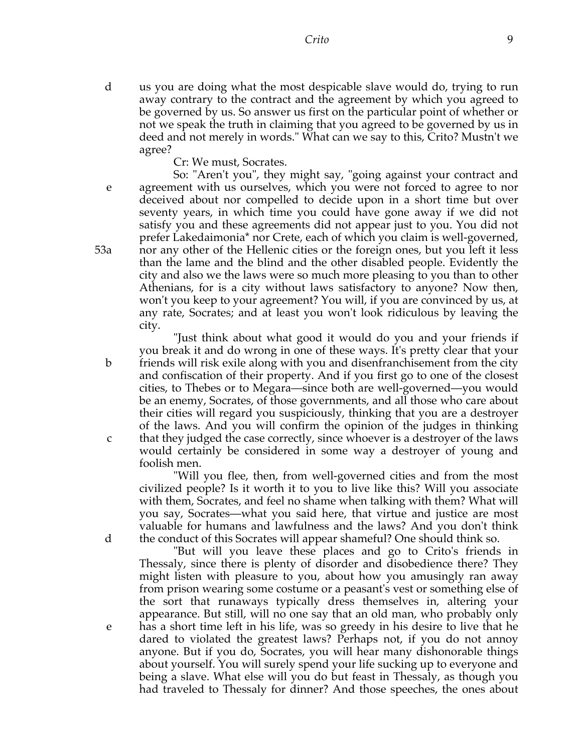d us you are doing what the most despicable slave would do, trying to run away contrary to the contract and the agreement by which you agreed to be governed by us. So answer us first on the particular point of whether or not we speak the truth in claiming that you agreed to be governed by us in deed and not merely in words." What can we say to this, Crito? Mustn't we agree?

Cr: We must, Socrates.

So: "Aren't you", they might say, "going against your contract and e agreement with us ourselves, which you were not forced to agree to nor deceived about nor compelled to decide upon in a short time but over seventy years, in which time you could have gone away if we did not satisfy you and these agreements did not appear just to you. You did not prefer Lakedaimonia* nor Crete, each of which you claim is well-governed, 53a nor any other of the Hellenic cities or the foreign ones, but you left it less than the lame and the blind and the other disabled people. Evidently the city and also we the laws were so much more pleasing to you than to other Athenians, for is a city without laws satisfactory to anyone? Now then, won't you keep to your agreement? You will, if you are convinced by us, at any rate, Socrates; and at least you won't look ridiculous by leaving the city.

"Just think about what good it would do you and your friends if you break it and do wrong in one of these ways. It's pretty clear that your b friends will risk exile along with you and disenfranchisement from the city and confiscation of their property. And if you first go to one of the closest cities, to Thebes or to Megara—since both are well-governed—you would be an enemy, Socrates, of those governments, and all those who care about their cities will regard you suspiciously, thinking that you are a destroyer of the laws. And you will confirm the opinion of the judges in thinking c that they judged the case correctly, since whoever is a destroyer of the laws would certainly be considered in some way a destroyer of young and foolish men.

"Will you flee, then, from well-governed cities and from the most civilized people? Is it worth it to you to live like this? Will you associate with them, Socrates, and feel no shame when talking with them? What will you say, Socrates—what you said here, that virtue and justice are most valuable for humans and lawfulness and the laws? And you don't think d the conduct of this Socrates will appear shameful? One should think so.

"But will you leave these places and go to Crito's friends in Thessaly, since there is plenty of disorder and disobedience there? They might listen with pleasure to you, about how you amusingly ran away from prison wearing some costume or a peasant's vest or something else of the sort that runaways typically dress themselves in, altering your appearance. But still, will no one say that an old man, who probably only e has a short time left in his life, was so greedy in his desire to live that he dared to violated the greatest laws? Perhaps not, if you do not annoy anyone. But if you do, Socrates, you will hear many dishonorable things about yourself. You will surely spend your life sucking up to everyone and being a slave. What else will you do but feast in Thessaly, as though you had traveled to Thessaly for dinner? And those speeches, the ones about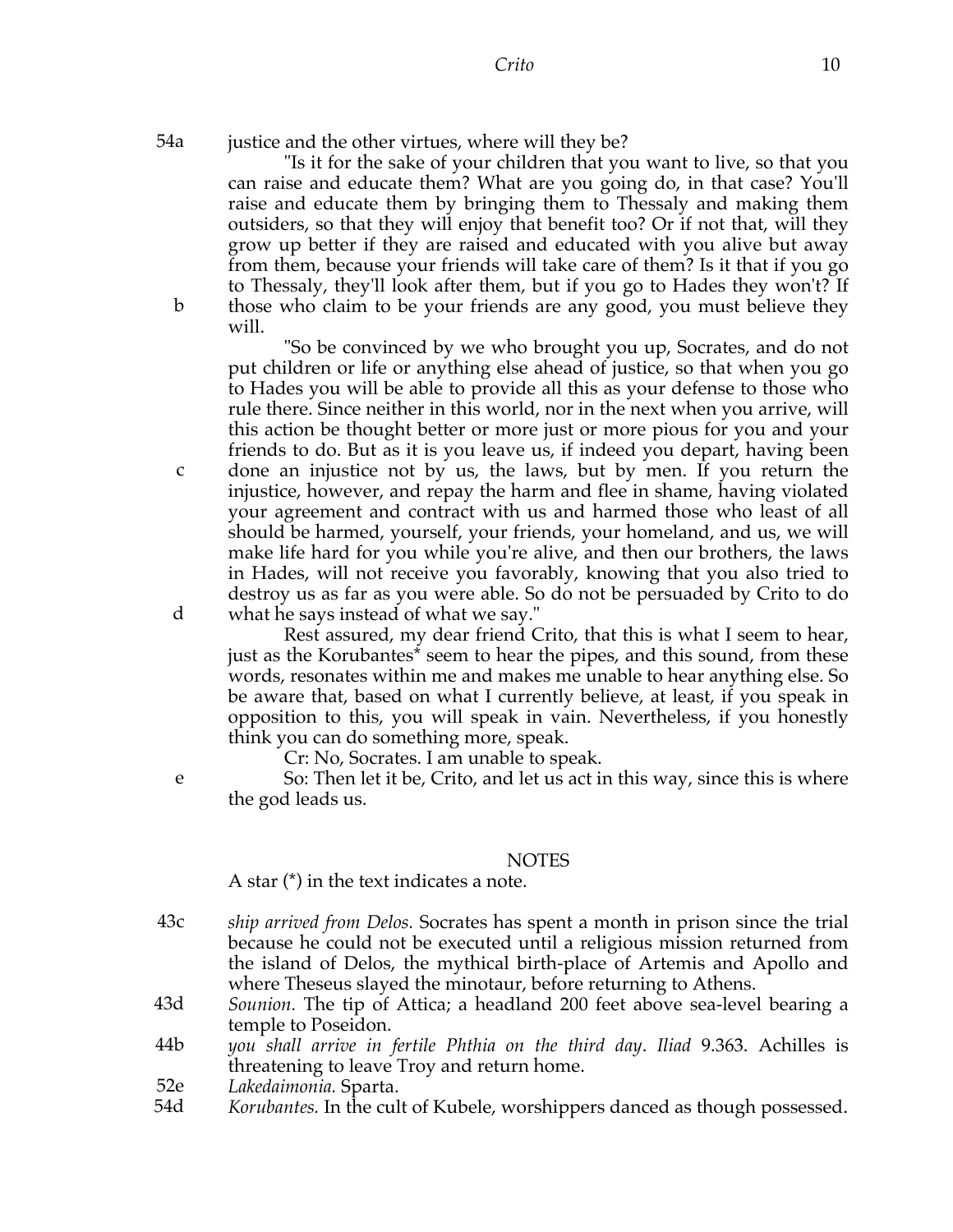54a justice and the other virtues, where will they be?

"Is it for the sake of your children that you want to live, so that you can raise and educate them? What are you going do, in that case? You'll raise and educate them by bringing them to Thessaly and making them outsiders, so that they will enjoy that benefit too? Or if not that, will they grow up better if they are raised and educated with you alive but away from them, because your friends will take care of them? Is it that if you go to Thessaly, they'll look after them, but if you go to Hades they won't? If b those who claim to be your friends are any good, you must believe they will.

"So be convinced by we who brought you up, Socrates, and do not put children or life or anything else ahead of justice, so that when you go to Hades you will be able to provide all this as your defense to those who rule there. Since neither in this world, nor in the next when you arrive, will this action be thought better or more just or more pious for you and your friends to do. But as it is you leave us, if indeed you depart, having been c done an injustice not by us, the laws, but by men. If you return the injustice, however, and repay the harm and flee in shame, having violated your agreement and contract with us and harmed those who least of all should be harmed, yourself, your friends, your homeland, and us, we will make life hard for you while you're alive, and then our brothers, the laws in Hades, will not receive you favorably, knowing that you also tried to destroy us as far as you were able. So do not be persuaded by Crito to do d what he says instead of what we say."

Rest assured, my dear friend Crito, that this is what I seem to hear, just as the Korubantes* seem to hear the pipes, and this sound, from these words, resonates within me and makes me unable to hear anything else. So be aware that, based on what I currently believe, at least, if you speak in opposition to this, you will speak in vain. Nevertheless, if you honestly think you can do something more, speak.

Cr: No, Socrates. I am unable to speak.

e So: Then let it be, Crito, and let us act in this way, since this is where the god leads us.

## NOTES

A star (*) in the text indicates a note.

43c *ship arrived from Delos.* Socrates has spent a month in prison since the trial because he could not be executed until a religious mission returned from the island of Delos, the mythical birth-place of Artemis and Apollo and where Theseus slayed the minotaur, before returning to Athens.

43d *Sounion.* The tip of Attica; a headland 200 feet above sea-level bearing a temple to Poseidon.

44b *you shall arrive in fertile Phthia on the third day*. *Iliad* 9.363. Achilles is threatening to leave Troy and return home.

52e *Lakedaimonia.* Sparta.

54d *Korubantes.* In the cult of Kubele, worshippers danced as though possessed.